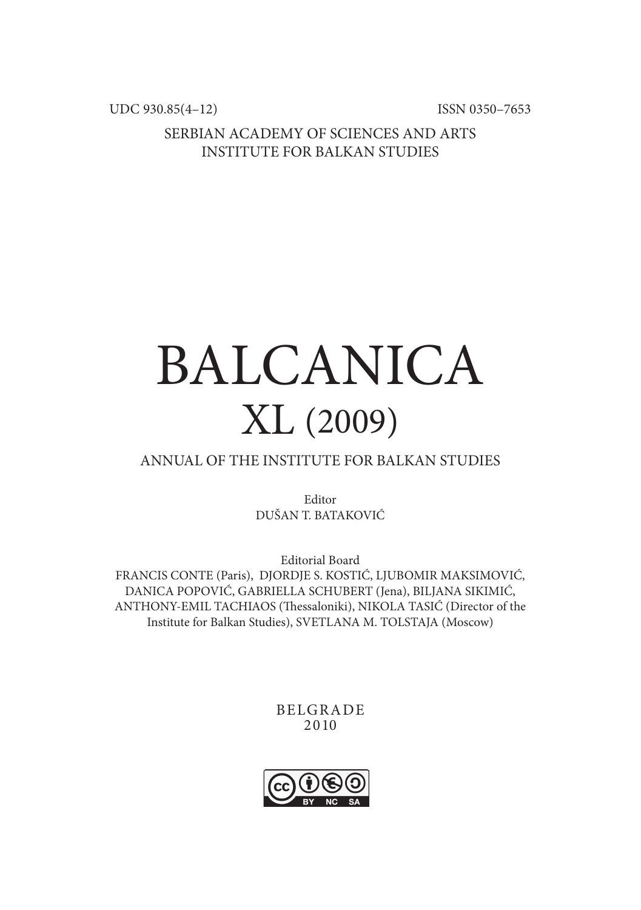UDC 930.85(4–12)

ISSN 0350–7653

SERBIAN ACADEMY OF SCIENCES AND ARTS
INSTITUTE FOR BALKAN STUDIES

# BALCANICA

## XL (2009)

ANNUAL OF THE INSTITUTE FOR BALKAN STUDIES

Editor
DUŠAN T. BATAKOVIĆ

Editorial Board
FRANCIS CONTE (Paris), DJORDJE S. KOSTIĆ, LJUBOMIR MAKSIMOVIĆ, DANICA POPOVIĆ, GABRIELLA SCHUBERT (Jena), BILJANA SIKIMIĆ, ANTHONY-EMIL TACHIAOS (Thessaloniki), NIKOLA TASIĆ (Director of the Institute for Balkan Studies), SVETLANA M. TOLSTAJA (Moscow)

BELGRADE
2010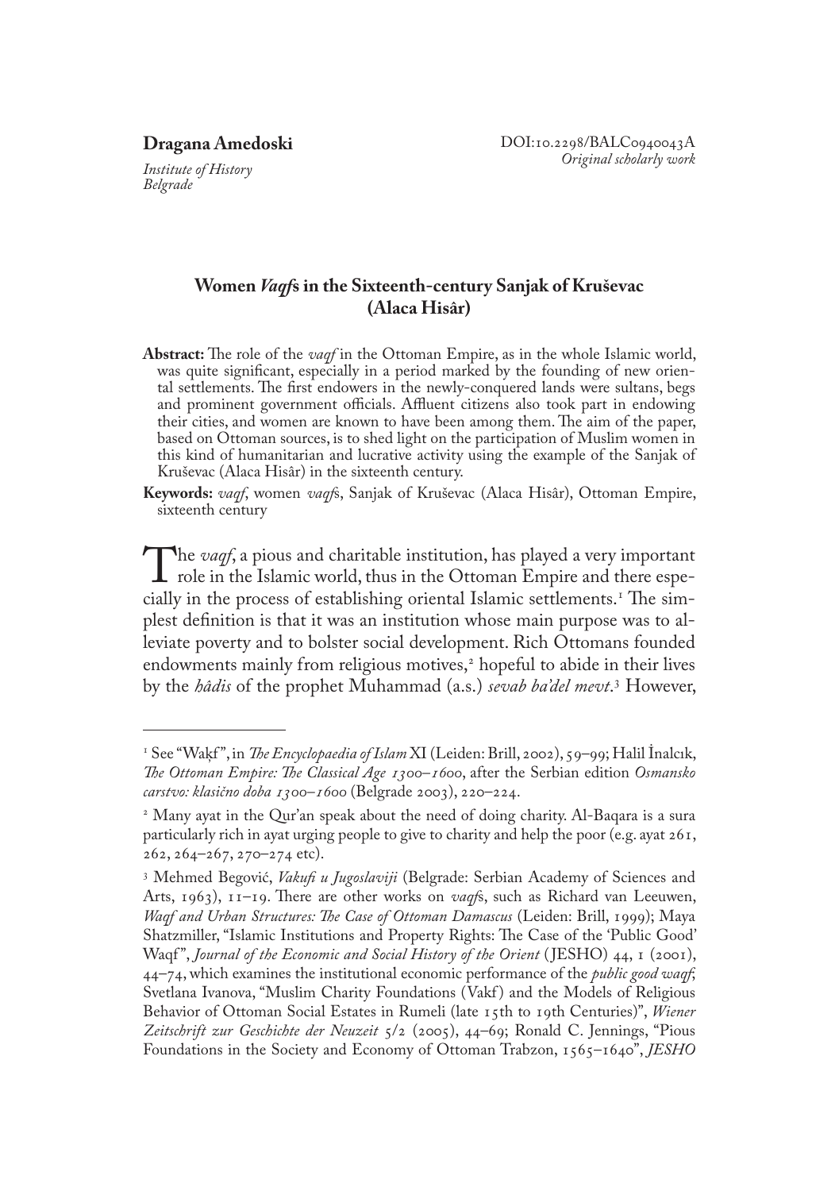**Dragana Amedoski**

*Institute of History*
*Belgrade*

DOI:10.2298/BALC0940043A
*Original scholarly work*

## Women *Vaqf*s in the Sixteenth-century Sanjak of Kruševac (Alaca Hisâr)

**Abstract:** The role of the *vaqf* in the Ottoman Empire, as in the whole Islamic world, was quite significant, especially in a period marked by the founding of new oriental settlements. The first endowers in the newly-conquered lands were sultans, begs and prominent government officials. Affluent citizens also took part in endowing their cities, and women are known to have been among them. The aim of the paper, based on Ottoman sources, is to shed light on the participation of Muslim women in this kind of humanitarian and lucrative activity using the example of the Sanjak of Kruševac (Alaca Hisâr) in the sixteenth century.

**Keywords:** *vaqf*, women *vaqf*s, Sanjak of Kruševac (Alaca Hisâr), Ottoman Empire, sixteenth century

The *vaqf*, a pious and charitable institution, has played a very important role in the Islamic world, thus in the Ottoman Empire and there especially in the process of establishing oriental Islamic settlements.[1] The simplest definition is that it was an institution whose main purpose was to alleviate poverty and to bolster social development. Rich Ottomans founded endowments mainly from religious motives,[2] hopeful to abide in their lives by the *hâdis* of the prophet Muhammad (a.s.) *sevab ba'del mevt*.[3] However,

---

[1] See "Waḳf", in *The Encyclopaedia of Islam* XI (Leiden: Brill, 2002), 59–99; Halil İnalcık, *The Ottoman Empire: The Classical Age 1300–1600*, after the Serbian edition *Osmansko carstvo: klasično doba 1300–1600* (Belgrade 2003), 220–224.

[2] Many ayat in the Qur'an speak about the need of doing charity. Al-Baqara is a sura particularly rich in ayat urging people to give to charity and help the poor (e.g. ayat 261, 262, 264–267, 270–274 etc).

[3] Mehmed Begović, *Vakufi u Jugoslaviji* (Belgrade: Serbian Academy of Sciences and Arts, 1963), 11–19. There are other works on *vaqf*s, such as Richard van Leeuwen, *Waqf and Urban Structures: The Case of Ottoman Damascus* (Leiden: Brill, 1999); Maya Shatzmiller, "Islamic Institutions and Property Rights: The Case of the 'Public Good' Waqf", *Journal of the Economic and Social History of the Orient* (JESHO) 44, 1 (2001), 44–74, which examines the institutional economic performance of the *public good waqf*; Svetlana Ivanova, "Muslim Charity Foundations (Vakf) and the Models of Religious Behavior of Ottoman Social Estates in Rumeli (late 15th to 19th Centuries)", *Wiener Zeitschrift zur Geschichte der Neuzeit* 5/2 (2005), 44–69; Ronald C. Jennings, "Pious Foundations in the Society and Economy of Ottoman Trabzon, 1565–1640", *JESHO*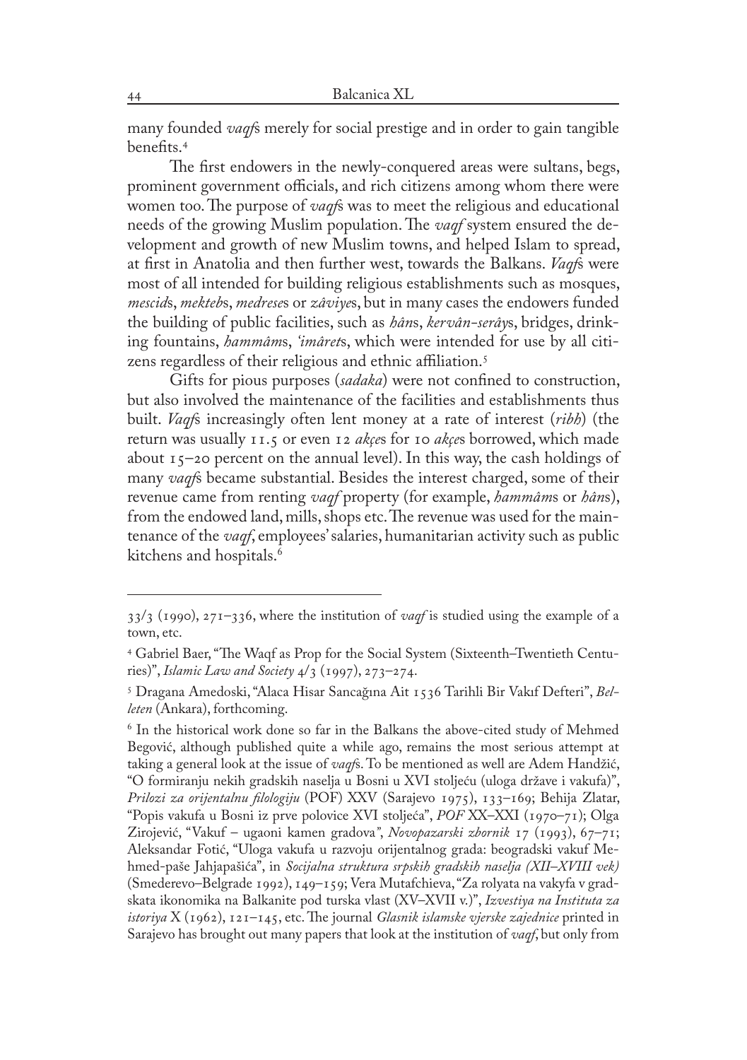many founded *vaqf*s merely for social prestige and in order to gain tangible benefits.[4]

The first endowers in the newly-conquered areas were sultans, begs, prominent government officials, and rich citizens among whom there were women too. The purpose of *vaqf*s was to meet the religious and educational needs of the growing Muslim population. The *vaqf* system ensured the development and growth of new Muslim towns, and helped Islam to spread, at first in Anatolia and then further west, towards the Balkans. *Vaqf*s were most of all intended for building religious establishments such as mosques, *mescid*s, *mekteb*s, *medrese*s or *zâviye*s, but in many cases the endowers funded the building of public facilities, such as *ḫân*s, *kervân-serây*s, bridges, drinking fountains, *ḥammâm*s, *'imâret*s, which were intended for use by all citizens regardless of their religious and ethnic affiliation.[5]

Gifts for pious purposes (*sadaka*) were not confined to construction, but also involved the maintenance of the facilities and establishments thus built. *Vaqf*s increasingly often lent money at a rate of interest (*ribḥ*) (the return was usually 11.5 or even 12 *akçe*s for 10 *akçe*s borrowed, which made about 15–20 percent on the annual level). In this way, the cash holdings of many *vaqf*s became substantial. Besides the interest charged, some of their revenue came from renting *vaqf* property (for example, *ḥammâm*s or *ḫân*s), from the endowed land, mills, shops etc. The revenue was used for the maintenance of the *vaqf*, employees' salaries, humanitarian activity such as public kitchens and hospitals.[6]

---

33/3 (1990), 271–336, where the institution of *vaqf* is studied using the example of a town, etc.

[4] Gabriel Baer, "The Waqf as Prop for the Social System (Sixteenth–Twentieth Centuries)", *Islamic Law and Society* 4/3 (1997), 273–274.

[5] Dragana Amedoski, "Alaca Hisar Sancağına Ait 1536 Tarihli Bir Vakıf Defteri", *Belleten* (Ankara), forthcoming.

[6] In the historical work done so far in the Balkans the above-cited study of Mehmed Begović, although published quite a while ago, remains the most serious attempt at taking a general look at the issue of *vaqf*s. To be mentioned as well are Adem Handžić, "O formiranju nekih gradskih naselja u Bosni u XVI stoljeću (uloga države i vakufa)", *Prilozi za orijentalnu filologiju* (POF) XXV (Sarajevo 1975), 133–169; Behija Zlatar, "Popis vakufa u Bosni iz prve polovice XVI stoljeća", *POF* XX–XXI (1970–71); Olga Zirojević, "Vakuf – ugaoni kamen gradova", *Novopazarski zbornik* 17 (1993), 67–71; Aleksandar Fotić, "Uloga vakufa u razvoju orijentalnog grada: beogradski vakuf Mehmed-paše Jahjapašića", in *Socijalna struktura srpskih gradskih naselja (XII–XVIII vek)* (Smederevo–Belgrade 1992), 149–159; Vera Mutafchieva, "Za rolyata na vakyfa v gradskata ikonomika na Balkanite pod turska vlast (XV–XVII v.)", *Izvestiya na Instituta za istoriya* X (1962), 121–145, etc. The journal *Glasnik islamske vjerske zajednice* printed in Sarajevo has brought out many papers that look at the institution of *vaqf*, but only from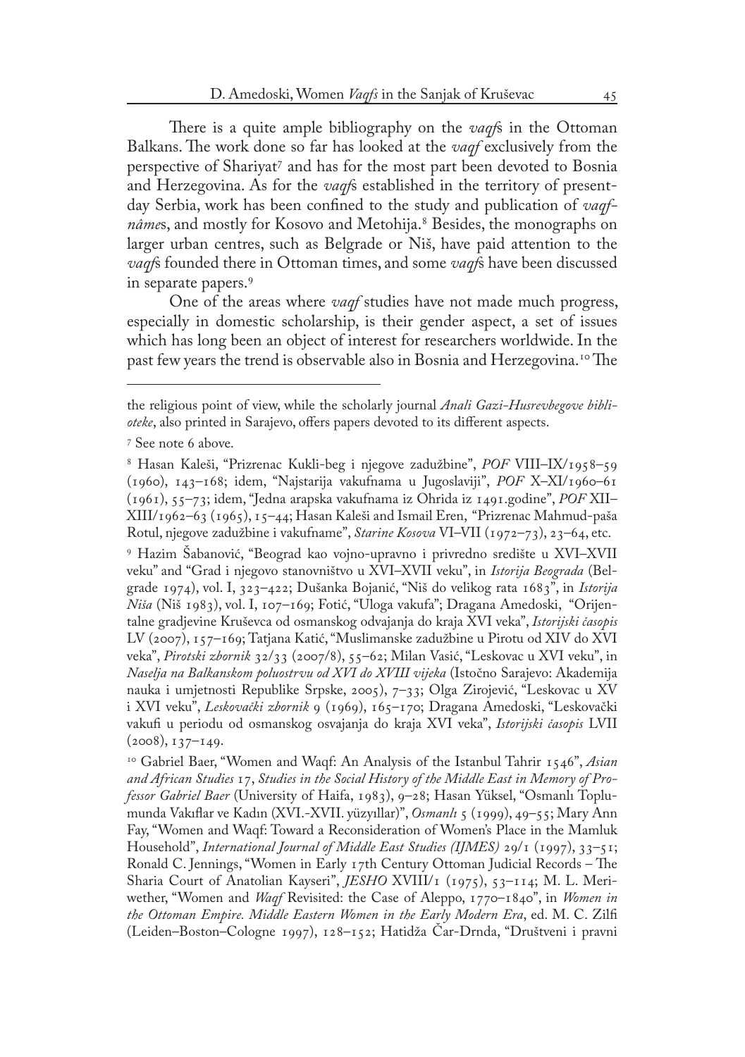There is a quite ample bibliography on the *vaqf*s in the Ottoman Balkans. The work done so far has looked at the *vaqf* exclusively from the perspective of Shariyat[7] and has for the most part been devoted to Bosnia and Herzegovina. As for the *vaqf*s established in the territory of present-day Serbia, work has been confined to the study and publication of *vaqf-nâme*s, and mostly for Kosovo and Metohija.[8] Besides, the monographs on larger urban centres, such as Belgrade or Niš, have paid attention to the *vaqf*s founded there in Ottoman times, and some *vaqf*s have been discussed in separate papers.[9]

One of the areas where *vaqf* studies have not made much progress, especially in domestic scholarship, is their gender aspect, a set of issues which has long been an object of interest for researchers worldwide. In the past few years the trend is observable also in Bosnia and Herzegovina.[10] The

---

the religious point of view, while the scholarly journal *Anali Gazi-Husrevbegove biblioteke*, also printed in Sarajevo, offers papers devoted to its different aspects.

[7] See note 6 above.

[8] Hasan Kaleši, "Prizrenac Kukli-beg i njegove zadužbine", *POF* VIII–IX/1958–59 (1960), 143–168; idem, "Najstarija vakufnama u Jugoslaviji", *POF* X–XI/1960–61 (1961), 55–73; idem, "Jedna arapska vakufnama iz Ohrida iz 1491.godine", *POF* XII–XIII/1962–63 (1965), 15–44; Hasan Kaleši and Ismail Eren, "Prizrenac Mahmud-paša Rotul, njegove zadužbine i vakufname", *Starine Kosova* VI–VII (1972–73), 23–64, etc.

[9] Hazim Šabanović, "Beograd kao vojno-upravno i privredno središte u XVI–XVII veku" and "Grad i njegovo stanovništvo u XVI–XVII veku", in *Istorija Beograda* (Belgrade 1974), vol. I, 323–422; Dušanka Bojanić, "Niš do velikog rata 1683", in *Istorija Niša* (Niš 1983), vol. I, 107–169; Fotić, "Uloga vakufa"; Dragana Amedoski, "Orijentalne gradjevine Kruševca od osmanskog odvajanja do kraja XVI veka", *Istorijski časopis* LV (2007), 157–169; Tatjana Katić, "Muslimanske zadužbine u Pirotu od XIV do XVI veka", *Pirotski zbornik* 32/33 (2007/8), 55–62; Milan Vasić, "Leskovac u XVI veku", in *Naselja na Balkanskom poluostrvu od XVI do XVIII vijeka* (Istočno Sarajevo: Akademija nauka i umjetnosti Republike Srpske, 2005), 7–33; Olga Zirojević, "Leskovac u XV i XVI veku", *Leskovački zbornik* 9 (1969), 165–170; Dragana Amedoski, "Leskovački vakufi u periodu od osmanskog osvajanja do kraja XVI veka", *Istorijski časopis* LVII (2008), 137–149.

[10] Gabriel Baer, "Women and Waqf: An Analysis of the Istanbul Tahrir 1546", *Asian and African Studies* 17, *Studies in the Social History of the Middle East in Memory of Professor Gabriel Baer* (University of Haifa, 1983), 9–28; Hasan Yüksel, "Osmanlı Toplumunda Vakıflar ve Kadın (XVI.-XVII. yüzyıllar)", *Osmanlı* 5 (1999), 49–55; Mary Ann Fay, "Women and Waqf: Toward a Reconsideration of Women's Place in the Mamluk Household", *International Journal of Middle East Studies (IJMES)* 29/1 (1997), 33–51; Ronald C. Jennings, "Women in Early 17th Century Ottoman Judicial Records – The Sharia Court of Anatolian Kayseri", *JESHO* XVIII/1 (1975), 53–114; M. L. Meriwether, "Women and *Waqf* Revisited: the Case of Aleppo, 1770–1840", in *Women in the Ottoman Empire. Middle Eastern Women in the Early Modern Era*, ed. M. C. Zilfi (Leiden–Boston–Cologne 1997), 128–152; Hatidža Čar-Drnda, "Društveni i pravni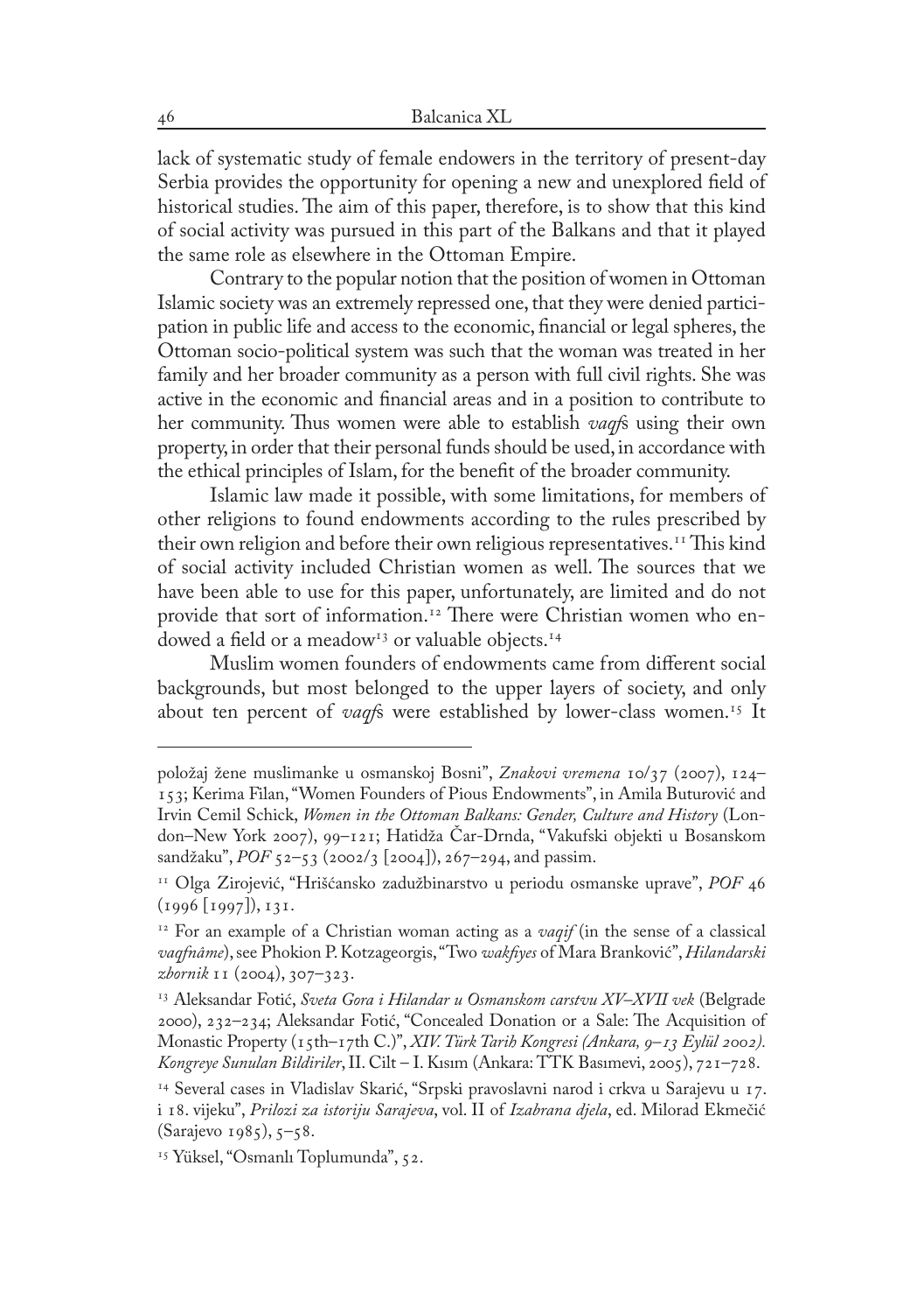lack of systematic study of female endowers in the territory of present-day Serbia provides the opportunity for opening a new and unexplored field of historical studies. The aim of this paper, therefore, is to show that this kind of social activity was pursued in this part of the Balkans and that it played the same role as elsewhere in the Ottoman Empire.

Contrary to the popular notion that the position of women in Ottoman Islamic society was an extremely repressed one, that they were denied participation in public life and access to the economic, financial or legal spheres, the Ottoman socio-political system was such that the woman was treated in her family and her broader community as a person with full civil rights. She was active in the economic and financial areas and in a position to contribute to her community. Thus women were able to establish *vaqf*s using their own property, in order that their personal funds should be used, in accordance with the ethical principles of Islam, for the benefit of the broader community.

Islamic law made it possible, with some limitations, for members of other religions to found endowments according to the rules prescribed by their own religion and before their own religious representatives.[11] This kind of social activity included Christian women as well. The sources that we have been able to use for this paper, unfortunately, are limited and do not provide that sort of information.[12] There were Christian women who endowed a field or a meadow[13] or valuable objects.[14]

Muslim women founders of endowments came from different social backgrounds, but most belonged to the upper layers of society, and only about ten percent of *vaqf*s were established by lower-class women.[15] It

---

položaj žene muslimanke u osmanskoj Bosni", *Znakovi vremena* 10/37 (2007), 124–153; Kerima Filan, "Women Founders of Pious Endowments", in Amila Buturović and Irvin Cemil Schick, *Women in the Ottoman Balkans: Gender, Culture and History* (London–New York 2007), 99–121; Hatidža Čar-Drnda, "Vakufski objekti u Bosanskom sandžaku", *POF* 52–53 (2002/3 [2004]), 267–294, and passim.

[11] Olga Zirojević, "Hrišćansko zadužbinarstvo u periodu osmanske uprave", *POF* 46 (1996 [1997]), 131.

[12] For an example of a Christian woman acting as a *vaqif* (in the sense of a classical *vaqfnâme*), see Phokion P. Kotzageorgis, "Two *wakfiyes* of Mara Branković", *Hilandarski zbornik* 11 (2004), 307–323.

[13] Aleksandar Fotić, *Sveta Gora i Hilandar u Osmanskom carstvu XV–XVII vek* (Belgrade 2000), 232–234; Aleksandar Fotić, "Concealed Donation or a Sale: The Acquisition of Monastic Property (15th–17th C.)", *XIV. Türk Tarih Kongresi (Ankara, 9–13 Eylül 2002). Kongreye Sunulan Bildiriler*, II. Cilt – I. Kısım (Ankara: TTK Basımevi, 2005), 721–728.

[14] Several cases in Vladislav Skarić, "Srpski pravoslavni narod i crkva u Sarajevu u 17. i 18. vijeku", *Prilozi za istoriju Sarajeva*, vol. II of *Izabrana djela*, ed. Milorad Ekmečić (Sarajevo 1985), 5–58.

[15] Yüksel, "Osmanlı Toplumunda", 52.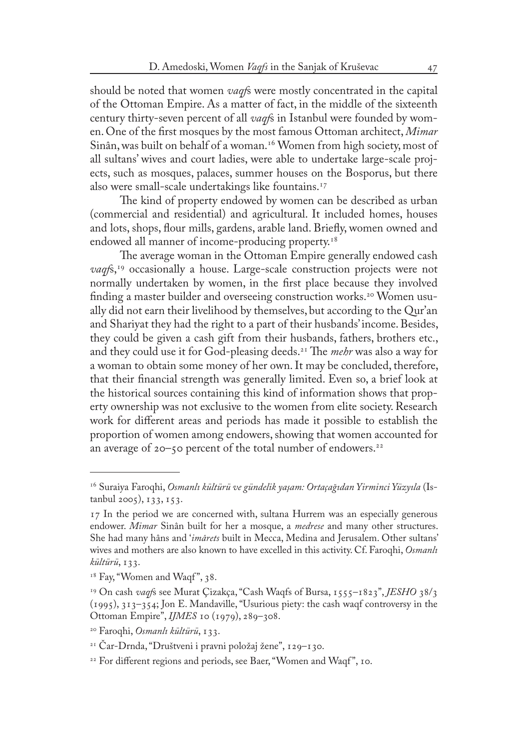should be noted that women *vaqf*s were mostly concentrated in the capital of the Ottoman Empire. As a matter of fact, in the middle of the sixteenth century thirty-seven percent of all *vaqf*s in Istanbul were founded by women. One of the first mosques by the most famous Ottoman architect, *Mimar* Sinân, was built on behalf of a woman.[16] Women from high society, most of all sultans' wives and court ladies, were able to undertake large-scale projects, such as mosques, palaces, summer houses on the Bosporus, but there also were small-scale undertakings like fountains.[17]

The kind of property endowed by women can be described as urban (commercial and residential) and agricultural. It included homes, houses and lots, shops, flour mills, gardens, arable land. Briefly, women owned and endowed all manner of income-producing property.[18]

The average woman in the Ottoman Empire generally endowed cash *vaqf*s,[19] occasionally a house. Large-scale construction projects were not normally undertaken by women, in the first place because they involved finding a master builder and overseeing construction works.[20] Women usually did not earn their livelihood by themselves, but according to the Qur'an and Shariyat they had the right to a part of their husbands' income. Besides, they could be given a cash gift from their husbands, fathers, brothers etc., and they could use it for God-pleasing deeds.[21] The *mehr* was also a way for a woman to obtain some money of her own. It may be concluded, therefore, that their financial strength was generally limited. Even so, a brief look at the historical sources containing this kind of information shows that property ownership was not exclusive to the women from elite society. Research work for different areas and periods has made it possible to establish the proportion of women among endowers, showing that women accounted for an average of 20–50 percent of the total number of endowers.[22]

---

[16] Suraiya Faroqhi, *Osmanlı kültürü ve gündelik yaşam: Ortaçağıdan Yirminci Yüzyıla* (Istanbul 2005), 133, 153.

[17] In the period we are concerned with, sultana Hurrem was an especially generous endower. *Mimar* Sinân built for her a mosque, a *medrese* and many other structures. She had many hâns and '*imârets* built in Mecca, Medina and Jerusalem. Other sultans' wives and mothers are also known to have excelled in this activity. Cf. Faroqhi, *Osmanlı kültürü*, 133.

[18] Fay, "Women and Waqf", 38.

[19] On cash *vaqf*s see Murat Çizakça, "Cash Waqfs of Bursa, 1555–1823", *JESHO* 38/3 (1995), 313–354; Jon E. Mandaville, "Usurious piety: the cash waqf controversy in the Ottoman Empire", *IJMES* 10 (1979), 289–308.

[20] Faroqhi, *Osmanlı kültürü*, 133.

[21] Čar-Drnda, "Društveni i pravni položaj žene", 129–130.

[22] For different regions and periods, see Baer, "Women and Waqf", 10.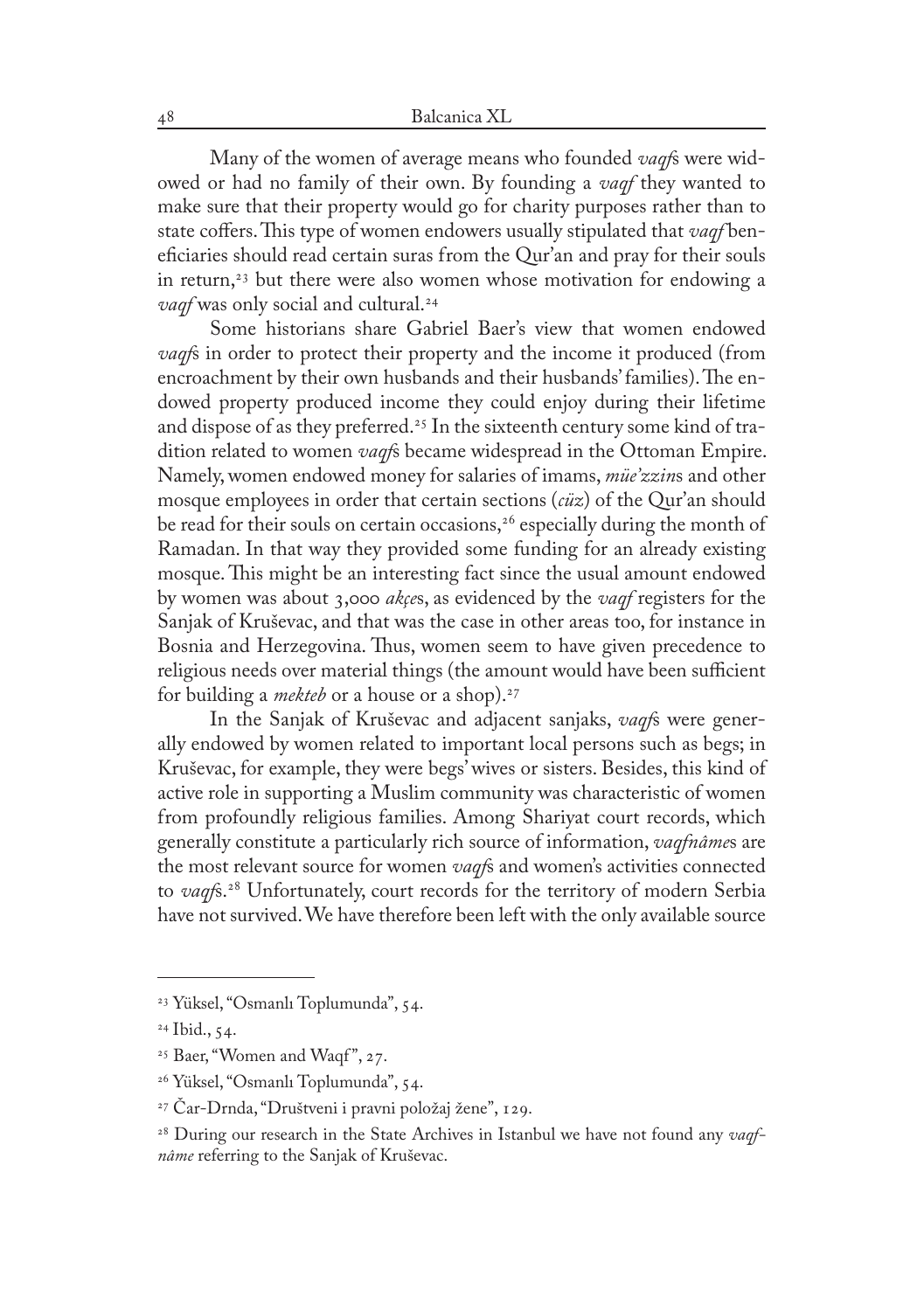Many of the women of average means who founded *vaqf*s were widowed or had no family of their own. By founding a *vaqf* they wanted to make sure that their property would go for charity purposes rather than to state coffers. This type of women endowers usually stipulated that *vaqf* beneficiaries should read certain suras from the Qur'an and pray for their souls in return,[23] but there were also women whose motivation for endowing a *vaqf* was only social and cultural.[24]

Some historians share Gabriel Baer's view that women endowed *vaqf*s in order to protect their property and the income it produced (from encroachment by their own husbands and their husbands' families). The endowed property produced income they could enjoy during their lifetime and dispose of as they preferred.[25] In the sixteenth century some kind of tradition related to women *vaqf*s became widespread in the Ottoman Empire. Namely, women endowed money for salaries of imams, *müe'zzin*s and other mosque employees in order that certain sections (*cüz*) of the Qur'an should be read for their souls on certain occasions,[26] especially during the month of Ramadan. In that way they provided some funding for an already existing mosque. This might be an interesting fact since the usual amount endowed by women was about 3,000 *akçe*s, as evidenced by the *vaqf* registers for the Sanjak of Kruševac, and that was the case in other areas too, for instance in Bosnia and Herzegovina. Thus, women seem to have given precedence to religious needs over material things (the amount would have been sufficient for building a *mekteb* or a house or a shop).[27]

In the Sanjak of Kruševac and adjacent sanjaks, *vaqf*s were generally endowed by women related to important local persons such as begs; in Kruševac, for example, they were begs' wives or sisters. Besides, this kind of active role in supporting a Muslim community was characteristic of women from profoundly religious families. Among Shariyat court records, which generally constitute a particularly rich source of information, *vaqfnâme*s are the most relevant source for women *vaqf*s and women's activities connected to *vaqf*s.[28] Unfortunately, court records for the territory of modern Serbia have not survived. We have therefore been left with the only available source

---

[23] Yüksel, "Osmanlı Toplumunda", 54.

[24] Ibid., 54.

[25] Baer, "Women and Waqf", 27.

[26] Yüksel, "Osmanlı Toplumunda", 54.

[27] Čar-Drnda, "Društveni i pravni položaj žene", 129.

[28] During our research in the State Archives in Istanbul we have not found any *vaqfnâme* referring to the Sanjak of Kruševac.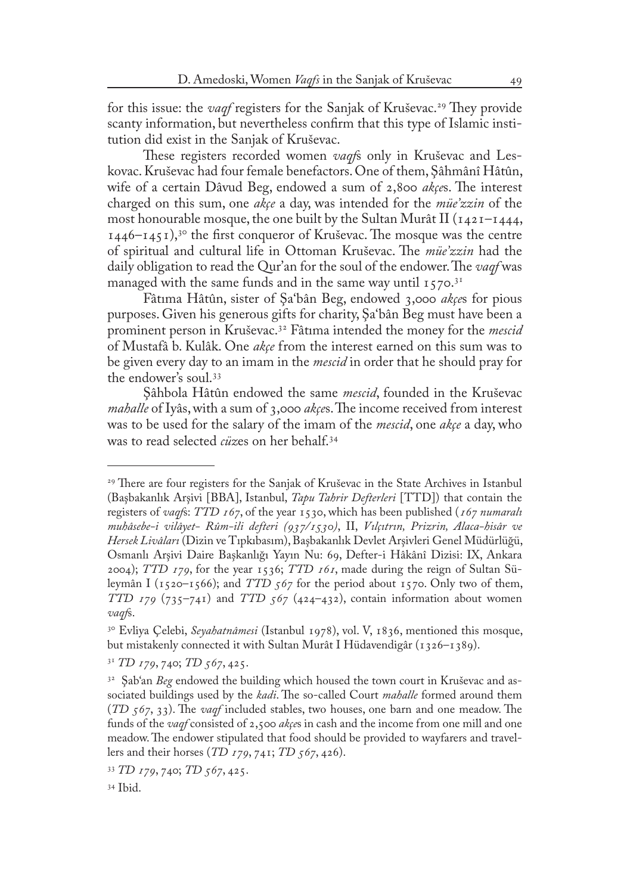for this issue: the *vaqf* registers for the Sanjak of Kruševac.[29] They provide scanty information, but nevertheless confirm that this type of Islamic institution did exist in the Sanjak of Kruševac.

These registers recorded women *vaqf*s only in Kruševac and Leskovac. Kruševac had four female benefactors. One of them, Şâhmânî Hâtûn, wife of a certain Dâvud Beg, endowed a sum of 2,800 *akçe*s. The interest charged on this sum, one *akçe* a day, was intended for the *müe'zzin* of the most honourable mosque, the one built by the Sultan Murât II (1421–1444, 1446–1451),[30] the first conqueror of Kruševac. The mosque was the centre of spiritual and cultural life in Ottoman Kruševac. The *müe'zzin* had the daily obligation to read the Qur'an for the soul of the endower. The *vaqf* was managed with the same funds and in the same way until 1570.[31]

Fâtıma Hâtûn, sister of Şa'bân Beg, endowed 3,000 *akçe*s for pious purposes. Given his generous gifts for charity, Şa'bân Beg must have been a prominent person in Kruševac.[32] Fâtıma intended the money for the *mescid* of Mustafâ b. Kulâk. One *akçe* from the interest earned on this sum was to be given every day to an imam in the *mescid* in order that he should pray for the endower's soul.[33]

Şâhbola Hâtûn endowed the same *mescid*, founded in the Kruševac *mahalle* of Iyâs, with a sum of 3,000 *akçe*s. The income received from interest was to be used for the salary of the imam of the *mescid*, one *akçe* a day, who was to read selected *cüz*es on her behalf.[34]

---

[29] There are four registers for the Sanjak of Kruševac in the State Archives in Istanbul (Başbakanlık Arşivi [BBA], Istanbul, *Tapu Tahrir Defterleri* [TTD]) that contain the registers of *vaqf*s: *TTD 167*, of the year 1530, which has been published (*167 numaralı muhâsebe-i vilâyet- Rûm-ili defteri (937/1530)*, II, *Vılçıtrın, Prizrin, Alaca-hisâr ve Hersek Livâları* (Dizin ve Tıpkıbasım), Başbakanlık Devlet Arşivleri Genel Müdürlüğü, Osmanlı Arşivi Daire Başkanlığı Yayın Nu: 69, Defter-i Hâkânî Dizisi: IX, Ankara 2004); *TTD 179*, for the year 1536; *TTD 161*, made during the reign of Sultan Süleymân I (1520–1566); and *TTD 567* for the period about 1570. Only two of them, *TTD 179* (735–741) and *TTD 567* (424–432), contain information about women *vaqf*s.

[30] Evliya Çelebi, *Seyahatnâmesi* (Istanbul 1978), vol. V, 1836, mentioned this mosque, but mistakenly connected it with Sultan Murât I Hüdavendigâr (1326–1389).

[31] *TD 179*, 740; *TD 567*, 425.

[32] Şab'an *Beg* endowed the building which housed the town court in Kruševac and associated buildings used by the *kadi*. The so-called Court *mahalle* formed around them (*TD 567*, 33). The *vaqf* included stables, two houses, one barn and one meadow. The funds of the *vaqf* consisted of 2,500 *akçe*s in cash and the income from one mill and one meadow. The endower stipulated that food should be provided to wayfarers and travellers and their horses (*TD 179*, 741; *TD 567*, 426).

[33] *TD 179*, 740; *TD 567*, 425.

[34] Ibid.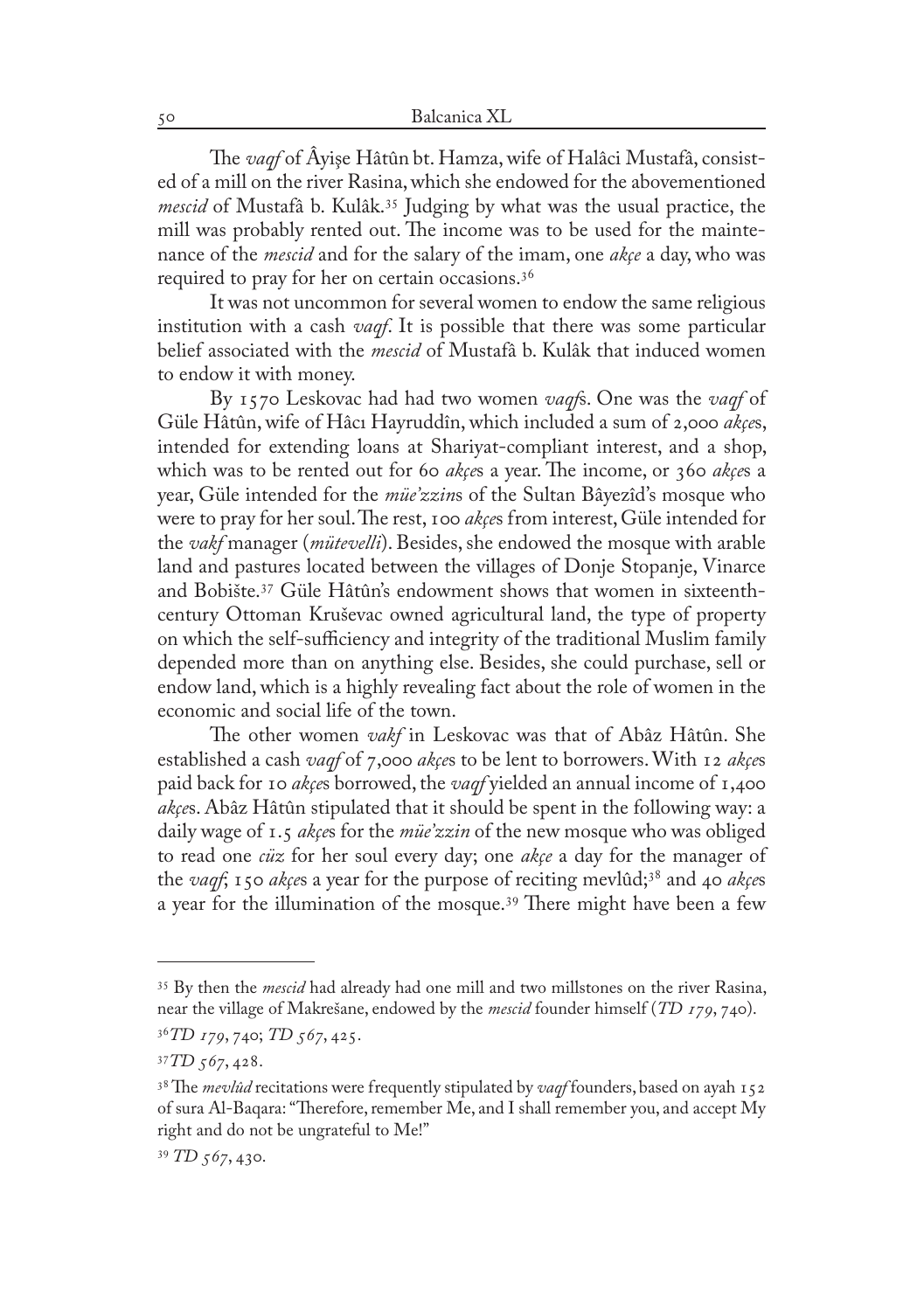The *vaqf* of Âyişe Hâtûn bt. Hamza, wife of Halâci Mustafâ, consisted of a mill on the river Rasina, which she endowed for the abovementioned *mescid* of Mustafâ b. Kulâk.[35] Judging by what was the usual practice, the mill was probably rented out. The income was to be used for the maintenance of the *mescid* and for the salary of the imam, one *akçe* a day, who was required to pray for her on certain occasions.[36]

It was not uncommon for several women to endow the same religious institution with a cash *vaqf*. It is possible that there was some particular belief associated with the *mescid* of Mustafâ b. Kulâk that induced women to endow it with money.

By 1570 Leskovac had had two women *vaqf*s. One was the *vaqf* of Güle Hâtûn, wife of Hâcı Hayruddîn, which included a sum of 2,000 *akçe*s, intended for extending loans at Shariyat-compliant interest, and a shop, which was to be rented out for 60 *akçe*s a year. The income, or 360 *akçe*s a year, Güle intended for the *müe'zzin*s of the Sultan Bâyezîd's mosque who were to pray for her soul. The rest, 100 *akçe*s from interest, Güle intended for the *vakf* manager (*mütevelli*). Besides, she endowed the mosque with arable land and pastures located between the villages of Donje Stopanje, Vinarce and Bobište.[37] Güle Hâtûn's endowment shows that women in sixteenth-century Ottoman Kruševac owned agricultural land, the type of property on which the self-sufficiency and integrity of the traditional Muslim family depended more than on anything else. Besides, she could purchase, sell or endow land, which is a highly revealing fact about the role of women in the economic and social life of the town.

The other women *vakf* in Leskovac was that of Abâz Hâtûn. She established a cash *vaqf* of 7,000 *akçe*s to be lent to borrowers. With 12 *akçe*s paid back for 10 *akçe*s borrowed, the *vaqf* yielded an annual income of 1,400 *akçe*s. Abâz Hâtûn stipulated that it should be spent in the following way: a daily wage of 1.5 *akçe*s for the *müe'zzin* of the new mosque who was obliged to read one *cüz* for her soul every day; one *akçe* a day for the manager of the *vaqf*; 150 *akçe*s a year for the purpose of reciting mevlûd;[38] and 40 *akçe*s a year for the illumination of the mosque.[39] There might have been a few

---

[35] By then the *mescid* had already had one mill and two millstones on the river Rasina, near the village of Makrešane, endowed by the *mescid* founder himself (*TD 179*, 740).

[36] *TD 179*, 740; *TD 567*, 425.

[37] *TD 567*, 428.

[38] The *mevlûd* recitations were frequently stipulated by *vaqf* founders, based on ayah 152 of sura Al-Baqara: "Therefore, remember Me, and I shall remember you, and accept My right and do not be ungrateful to Me!"

[39] *TD 567*, 430.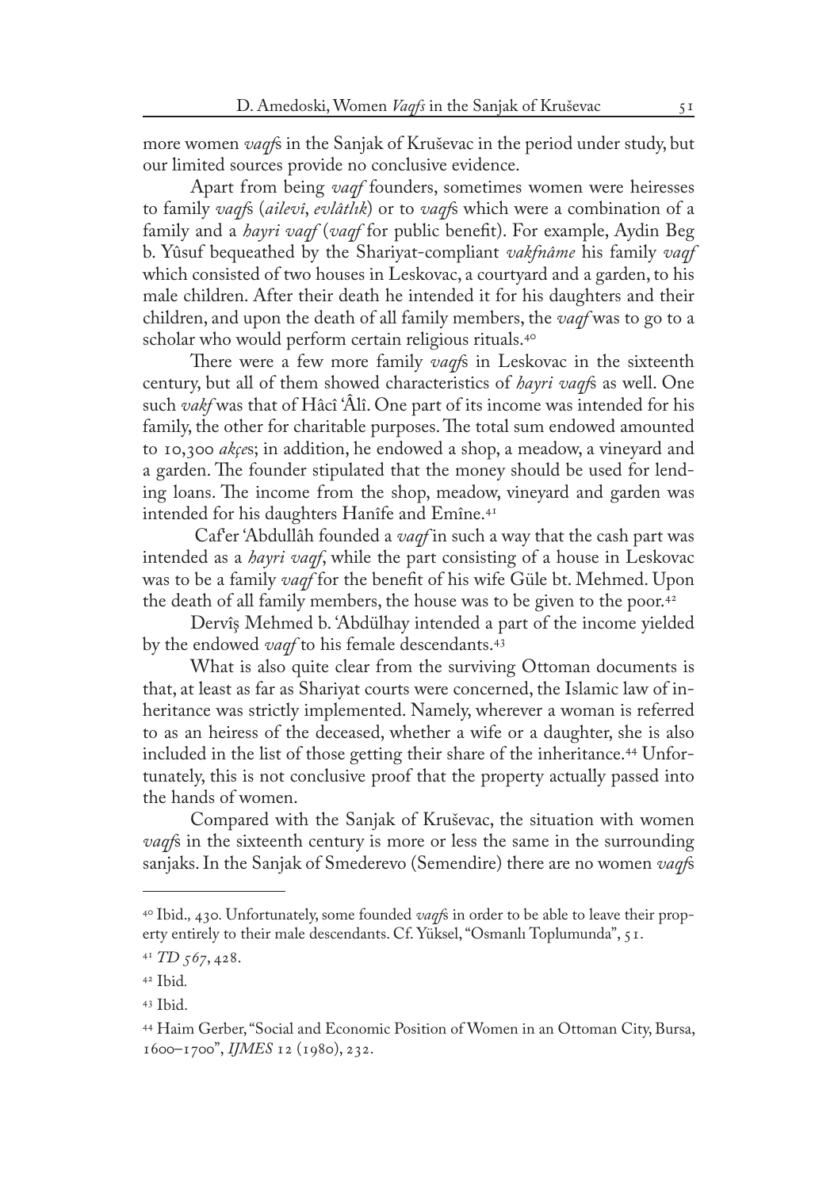more women *vaqf*s in the Sanjak of Kruševac in the period under study, but our limited sources provide no conclusive evidence.

Apart from being *vaqf* founders, sometimes women were heiresses to family *vaqf*s (*ailevî*, *evlâtlık*) or to *vaqf*s which were a combination of a family and a *ḥayri vaqf* (*vaqf* for public benefit). For example, Aydin Beg b. Yûsuf bequeathed by the Shariyat-compliant *vakfnâme* his family *vaqf* which consisted of two houses in Leskovac, a courtyard and a garden, to his male children. After their death he intended it for his daughters and their children, and upon the death of all family members, the *vaqf* was to go to a scholar who would perform certain religious rituals.[40]

There were a few more family *vaqf*s in Leskovac in the sixteenth century, but all of them showed characteristics of *ḥayri vaqf*s as well. One such *vakf* was that of Hâcî ʿÂlî. One part of its income was intended for his family, the other for charitable purposes. The total sum endowed amounted to 10,300 *akçe*s; in addition, he endowed a shop, a meadow, a vineyard and a garden. The founder stipulated that the money should be used for lending loans. The income from the shop, meadow, vineyard and garden was intended for his daughters Hanîfe and Emîne.[41]

Caf'er ʿAbdullâh founded a *vaqf* in such a way that the cash part was intended as a *ḥayri vaqf*, while the part consisting of a house in Leskovac was to be a family *vaqf* for the benefit of his wife Güle bt. Mehmed. Upon the death of all family members, the house was to be given to the poor.[42]

Dervîş Mehmed b. ʿAbdülhay intended a part of the income yielded by the endowed *vaqf* to his female descendants.[43]

What is also quite clear from the surviving Ottoman documents is that, at least as far as Shariyat courts were concerned, the Islamic law of inheritance was strictly implemented. Namely, wherever a woman is referred to as an heiress of the deceased, whether a wife or a daughter, she is also included in the list of those getting their share of the inheritance.[44] Unfortunately, this is not conclusive proof that the property actually passed into the hands of women.

Compared with the Sanjak of Kruševac, the situation with women *vaqf*s in the sixteenth century is more or less the same in the surrounding sanjaks. In the Sanjak of Smederevo (Semendire) there are no women *vaqf*s

---

[40] Ibid., 430. Unfortunately, some founded *vaqf*s in order to be able to leave their property entirely to their male descendants. Cf. Yüksel, "Osmanlı Toplumunda", 51.

[41] *TD 567*, 428.

[42] Ibid.

[43] Ibid.

[44] Haim Gerber, "Social and Economic Position of Women in an Ottoman City, Bursa, 1600–1700", *IJMES* 12 (1980), 232.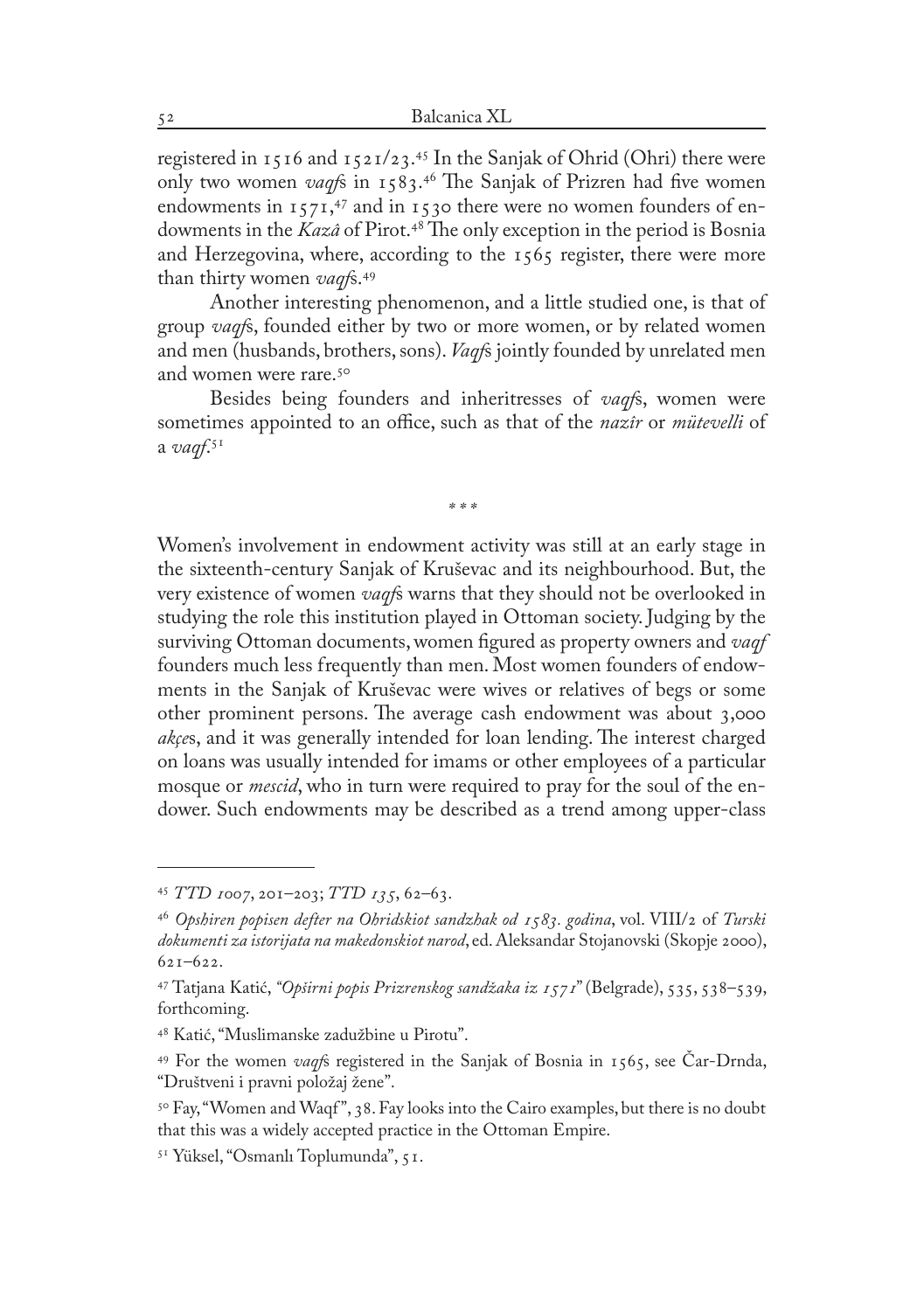registered in 1516 and 1521/23.[45] In the Sanjak of Ohrid (Ohri) there were only two women *vaqf*s in 1583.[46] The Sanjak of Prizren had five women endowments in 1571,[47] and in 1530 there were no women founders of endowments in the *Kazâ* of Pirot.[48] The only exception in the period is Bosnia and Herzegovina, where, according to the 1565 register, there were more than thirty women *vaqf*s.[49]

Another interesting phenomenon, and a little studied one, is that of group *vaqf*s, founded either by two or more women, or by related women and men (husbands, brothers, sons). *Vaqf*s jointly founded by unrelated men and women were rare.[50]

Besides being founders and inheritresses of *vaqf*s, women were sometimes appointed to an office, such as that of the *nazîr* or *mütevelli* of a *vaqf*.[51]

\* \* \*

Women's involvement in endowment activity was still at an early stage in the sixteenth-century Sanjak of Kruševac and its neighbourhood. But, the very existence of women *vaqf*s warns that they should not be overlooked in studying the role this institution played in Ottoman society. Judging by the surviving Ottoman documents, women figured as property owners and *vaqf* founders much less frequently than men. Most women founders of endowments in the Sanjak of Kruševac were wives or relatives of begs or some other prominent persons. The average cash endowment was about 3,000 *akçe*s, and it was generally intended for loan lending. The interest charged on loans was usually intended for imams or other employees of a particular mosque or *mescid*, who in turn were required to pray for the soul of the endower. Such endowments may be described as a trend among upper-class

---

[45] *TTD 1007*, 201–203; *TTD 135*, 62–63.

[46] *Opshiren popisen defter na Ohridskiot sandzhak od 1583. godina*, vol. VIII/2 of *Turski dokumenti za istorijata na makedonskiot narod*, ed. Aleksandar Stojanovski (Skopje 2000), 621–622.

[47] Tatjana Katić, *"Opširni popis Prizrenskog sandžaka iz 1571"* (Belgrade), 535, 538–539, forthcoming.

[48] Katić, "Muslimanske zadužbine u Pirotu".

[49] For the women *vaqf*s registered in the Sanjak of Bosnia in 1565, see Čar-Drnda, "Društveni i pravni položaj žene".

[50] Fay, "Women and Waqf", 38. Fay looks into the Cairo examples, but there is no doubt that this was a widely accepted practice in the Ottoman Empire.

[51] Yüksel, "Osmanlı Toplumunda", 51.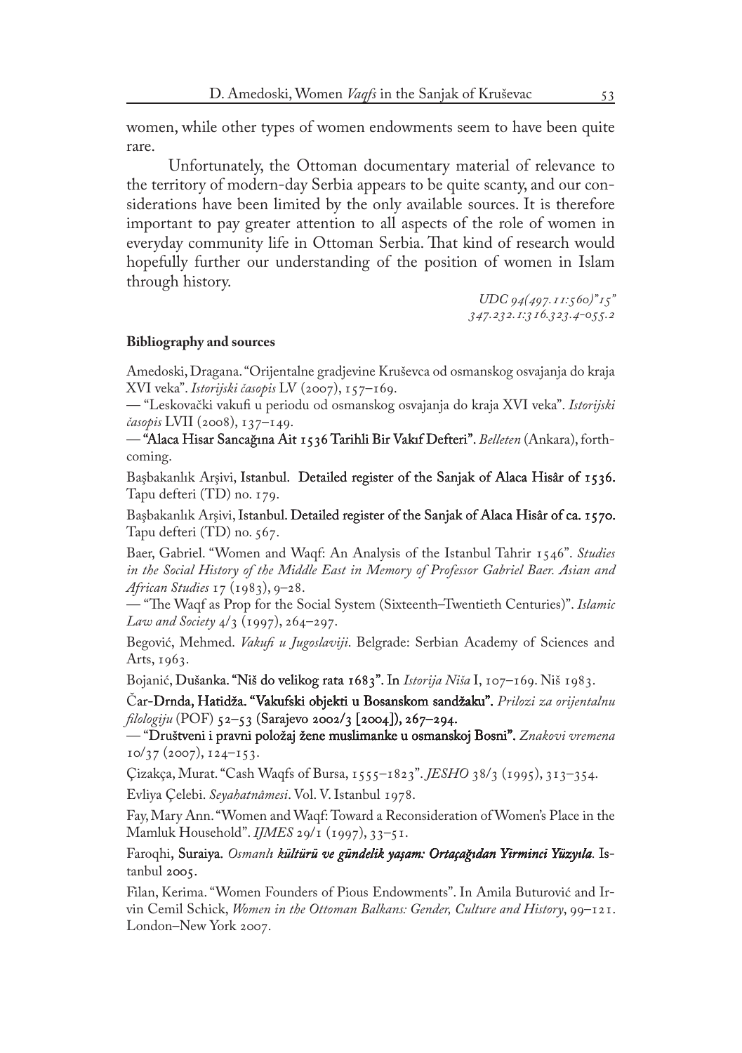women, while other types of women endowments seem to have been quite rare.

Unfortunately, the Ottoman documentary material of relevance to the territory of modern-day Serbia appears to be quite scanty, and our considerations have been limited by the only available sources. It is therefore important to pay greater attention to all aspects of the role of women in everyday community life in Ottoman Serbia. That kind of research would hopefully further our understanding of the position of women in Islam through history.

*UDC 94(497.11:560)"15"*
*347.232.1:316.323.4-055.2*

**Bibliography and sources**

Amedoski, Dragana. "Orijentalne gradjevine Kruševca od osmanskog osvajanja do kraja XVI veka". *Istorijski časopis* LV (2007), 157–169.

— "Leskovački vakufi u periodu od osmanskog osvajanja do kraja XVI veka". *Istorijski časopis* LVII (2008), 137–149.

— "Alaca Hisar Sancağına Ait 1536 Tarihli Bir Vakıf Defteri". *Belleten* (Ankara), forthcoming.

Başbakanlık Arşivi, Istanbul. Detailed register of the Sanjak of Alaca Hisâr of 1536. Tapu defteri (TD) no. 179.

Başbakanlık Arşivi, Istanbul. Detailed register of the Sanjak of Alaca Hisâr of ca. 1570. Tapu defteri (TD) no. 567.

Baer, Gabriel. "Women and Waqf: An Analysis of the Istanbul Tahrir 1546". *Studies in the Social History of the Middle East in Memory of Professor Gabriel Baer. Asian and African Studies* 17 (1983), 9–28.

— "The Waqf as Prop for the Social System (Sixteenth–Twentieth Centuries)". *Islamic Law and Society* 4/3 (1997), 264–297.

Begović, Mehmed. *Vakufi u Jugoslaviji*. Belgrade: Serbian Academy of Sciences and Arts, 1963.

Bojanić, Dušanka. "Niš do velikog rata 1683". In *Istorija Niša* I, 107–169. Niš 1983.

Čar-Drnda, Hatidža. "Vakufski objekti u Bosanskom sandžaku". *Prilozi za orijentalnu filologiju* (POF) 52–53 (Sarajevo 2002/3 [2004]), 267–294.

— "Društveni i pravni položaj žene muslimanke u osmanskoj Bosni". *Znakovi vremena* 10/37 (2007), 124–153.

Çizakça, Murat. "Cash Waqfs of Bursa, 1555–1823". *JESHO* 38/3 (1995), 313–354.

Evliya Çelebi. *Seyahatnâmesi*. Vol. V. Istanbul 1978.

Fay, Mary Ann. "Women and Waqf: Toward a Reconsideration of Women's Place in the Mamluk Household". *IJMES* 29/1 (1997), 33–51.

Faroqhi, Suraiya. *Osmanlı kültürü ve gündelik yaşam: Ortaçağıdan Yirminci Yüzyıla*. Istanbul 2005.

Filan, Kerima. "Women Founders of Pious Endowments". In Amila Buturović and Irvin Cemil Schick, *Women in the Ottoman Balkans: Gender, Culture and History*, 99–121. London–New York 2007.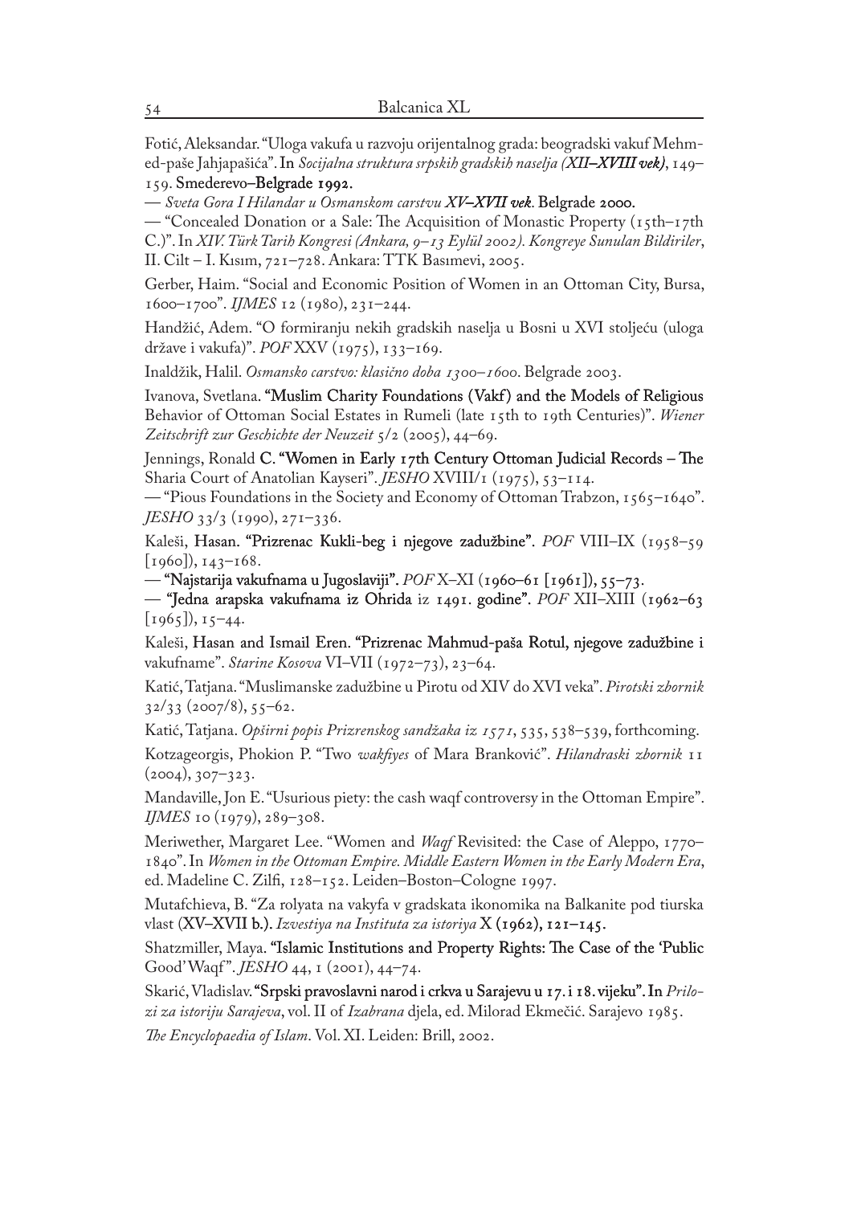Fotić, Aleksandar. "Uloga vakufa u razvoju orijentalnog grada: beogradski vakuf Mehmed-paše Jahjapašića". In *Socijalna struktura srpskih gradskih naselja (XII–XVIII vek)*, 149–159. Smederevo–Belgrade 1992.

— *Sveta Gora I Hilandar u Osmanskom carstvu XV–XVII vek*. Belgrade 2000.

— "Concealed Donation or a Sale: The Acquisition of Monastic Property (15th–17th C.)". In *XIV. Türk Tarih Kongresi (Ankara, 9–13 Eylül 2002). Kongreye Sunulan Bildiriler*, II. Cilt – I. Kısım, 721–728. Ankara: TTK Basımevi, 2005.

Gerber, Haim. "Social and Economic Position of Women in an Ottoman City, Bursa, 1600–1700". *IJMES* 12 (1980), 231–244.

Handžić, Adem. "O formiranju nekih gradskih naselja u Bosni u XVI stoljeću (uloga države i vakufa)". *POF* XXV (1975), 133–169.

Inaldžik, Halil. *Osmansko carstvo: klasično doba 1300–1600*. Belgrade 2003.

Ivanova, Svetlana. "Muslim Charity Foundations (Vakf) and the Models of Religious Behavior of Ottoman Social Estates in Rumeli (late 15th to 19th Centuries)". *Wiener Zeitschrift zur Geschichte der Neuzeit* 5/2 (2005), 44–69.

Jennings, Ronald C. "Women in Early 17th Century Ottoman Judicial Records – The Sharia Court of Anatolian Kayseri". *JESHO* XVIII/1 (1975), 53–114.

— "Pious Foundations in the Society and Economy of Ottoman Trabzon, 1565–1640". *JESHO* 33/3 (1990), 271–336.

Kaleši, Hasan. "Prizrenac Kukli-beg i njegove zadužbine". *POF* VIII–IX (1958–59 [1960]), 143–168.

— "Najstarija vakufnama u Jugoslaviji". *POF* X–XI (1960–61 [1961]), 55–73.

— "Jedna arapska vakufnama iz Ohrida iz 1491. godine". *POF* XII–XIII (1962–63 [1965]), 15–44.

Kaleši, Hasan and Ismail Eren. "Prizrenac Mahmud-paša Rotul, njegove zadužbine i vakufname". *Starine Kosova* VI–VII (1972–73), 23–64.

Katić, Tatjana. "Muslimanske zadužbine u Pirotu od XIV do XVI veka". *Pirotski zbornik* 32/33 (2007/8), 55–62.

Katić, Tatjana. *Opširni popis Prizrenskog sandžaka iz 1571*, 535, 538–539, forthcoming.

Kotzageorgis, Phokion P. "Two *wakfiyes* of Mara Branković". *Hilandraski zbornik* 11 (2004), 307–323.

Mandaville, Jon E. "Usurious piety: the cash waqf controversy in the Ottoman Empire". *IJMES* 10 (1979), 289–308.

Meriwether, Margaret Lee. "Women and *Waqf* Revisited: the Case of Aleppo, 1770–1840". In *Women in the Ottoman Empire. Middle Eastern Women in the Early Modern Era*, ed. Madeline C. Zilfi, 128–152. Leiden–Boston–Cologne 1997.

Mutafchieva, B. "Za rolyata na vakyfa v gradskata ikonomika na Balkanite pod tiurska vlast (XV–XVII b.). *Izvestiya na Instituta za istoriya* X (1962), 121–145.

Shatzmiller, Maya. "Islamic Institutions and Property Rights: The Case of the 'Public Good' Waqf". *JESHO* 44, 1 (2001), 44–74.

Skarić, Vladislav. "Srpski pravoslavni narod i crkva u Sarajevu u 17. i 18. vijeku". In *Prilozi za istoriju Sarajeva*, vol. II of *Izabrana* djela, ed. Milorad Ekmečić. Sarajevo 1985.

*The Encyclopaedia of Islam*. Vol. XI. Leiden: Brill, 2002.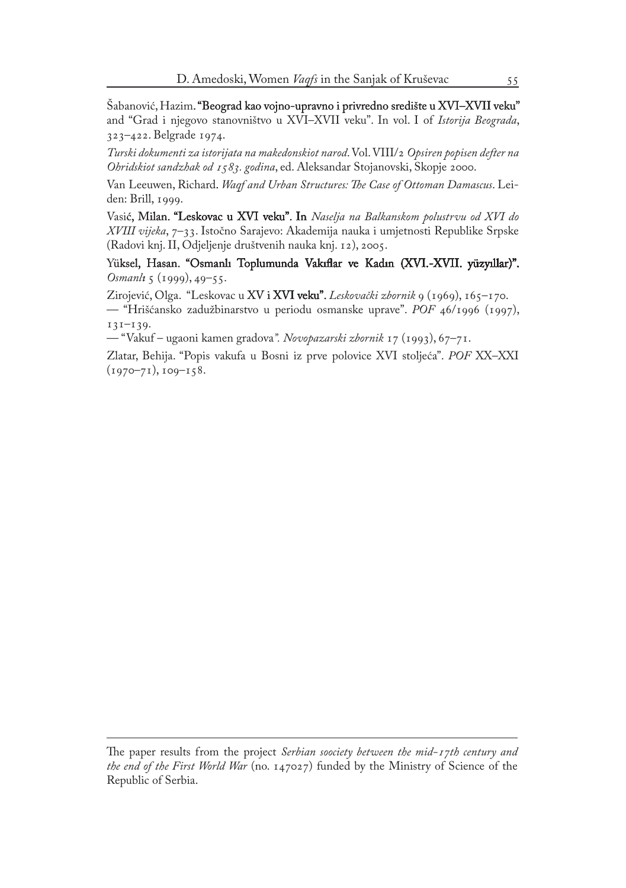Šabanović, Hazim. "Beograd kao vojno-upravno i privredno središte u XVI–XVII veku" and "Grad i njegovo stanovništvo u XVI–XVII veku". In vol. I of *Istorija Beograda*, 323–422. Belgrade 1974.

*Turski dokumenti za istorijata na makedonskiot narod*. Vol. VIII/2 *Opsiren popisen defter na Ohridskiot sandzhak od 1583. godina*, ed. Aleksandar Stojanovski, Skopje 2000.

Van Leeuwen, Richard. *Waqf and Urban Structures: The Case of Ottoman Damascus*. Leiden: Brill, 1999.

Vasić, Milan. "Leskovac u XVI veku". In *Naselja na Balkanskom polustrvu od XVI do XVIII vijeka*, 7–33. Istočno Sarajevo: Akademija nauka i umjetnosti Republike Srpske (Radovi knj. II, Odjeljenje društvenih nauka knj. 12), 2005.

Yüksel, Hasan. "Osmanlı Toplumunda Vakıflar ve Kadın (XVI.-XVII. yüzyıllar)". *Osmanlı* 5 (1999), 49–55.

Zirojević, Olga. "Leskovac u XV i XVI veku". *Leskovački zbornik* 9 (1969), 165–170.

— "Hrišćansko zadužbinarstvo u periodu osmanske uprave". *POF* 46/1996 (1997), 131–139.

— "Vakuf – ugaoni kamen gradova". *Novopazarski zbornik* 17 (1993), 67–71.

Zlatar, Behija. "Popis vakufa u Bosni iz prve polovice XVI stoljeća". *POF* XX–XXI (1970–71), 109–158.

---

The paper results from the project *Serbian sooc­iety between the mid-17th century and the end of the First World War* (no. 147027) funded by the Ministry of Science of the Republic of Serbia.